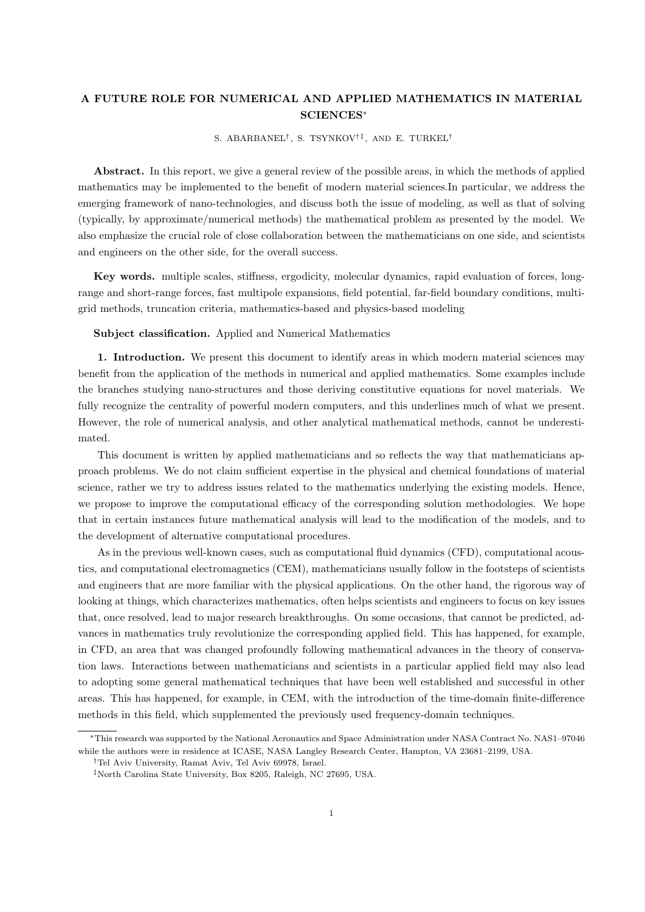# A FUTURE ROLE FOR NUMERICAL AND APPLIED MATHEMATICS IN MATERIAL SCIENCES*

S. ABARBANEL[†], S. TSYNKOV[†‡], AND E. TURKEL[†]

**Abstract.** In this report, we give a general review of the possible areas, in which the methods of applied mathematics may be implemented to the benefit of modern material sciences.In particular, we address the emerging framework of nano-technologies, and discuss both the issue of modeling, as well as that of solving (typically, by approximate/numerical methods) the mathematical problem as presented by the model. We also emphasize the crucial role of close collaboration between the mathematicians on one side, and scientists and engineers on the other side, for the overall success.

**Key words.** multiple scales, stiffness, ergodicity, molecular dynamics, rapid evaluation of forces, long-range and short-range forces, fast multipole expansions, field potential, far-field boundary conditions, multi-grid methods, truncation criteria, mathematics-based and physics-based modeling

**Subject classification.** Applied and Numerical Mathematics

**1. Introduction.** We present this document to identify areas in which modern material sciences may benefit from the application of the methods in numerical and applied mathematics. Some examples include the branches studying nano-structures and those deriving constitutive equations for novel materials. We fully recognize the centrality of powerful modern computers, and this underlines much of what we present. However, the role of numerical analysis, and other analytical mathematical methods, cannot be underestimated.

This document is written by applied mathematicians and so reflects the way that mathematicians approach problems. We do not claim sufficient expertise in the physical and chemical foundations of material science, rather we try to address issues related to the mathematics underlying the existing models. Hence, we propose to improve the computational efficacy of the corresponding solution methodologies. We hope that in certain instances future mathematical analysis will lead to the modification of the models, and to the development of alternative computational procedures.

As in the previous well-known cases, such as computational fluid dynamics (CFD), computational acoustics, and computational electromagnetics (CEM), mathematicians usually follow in the footsteps of scientists and engineers that are more familiar with the physical applications. On the other hand, the rigorous way of looking at things, which characterizes mathematics, often helps scientists and engineers to focus on key issues that, once resolved, lead to major research breakthroughs. On some occasions, that cannot be predicted, advances in mathematics truly revolutionize the corresponding applied field. This has happened, for example, in CFD, an area that was changed profoundly following mathematical advances in the theory of conservation laws. Interactions between mathematicians and scientists in a particular applied field may also lead to adopting some general mathematical techniques that have been well established and successful in other areas. This has happened, for example, in CEM, with the introduction of the time-domain finite-difference methods in this field, which supplemented the previously used frequency-domain techniques.

---

*This research was supported by the National Aeronautics and Space Administration under NASA Contract No. NAS1–97046 while the authors were in residence at ICASE, NASA Langley Research Center, Hampton, VA 23681–2199, USA.

†Tel Aviv University, Ramat Aviv, Tel Aviv 69978, Israel.

‡North Carolina State University, Box 8205, Raleigh, NC 27695, USA.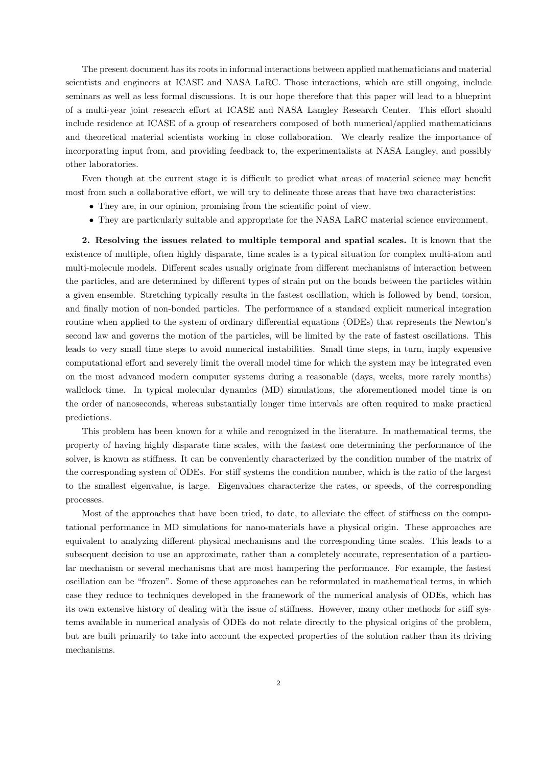The present document has its roots in informal interactions between applied mathematicians and material scientists and engineers at ICASE and NASA LaRC. Those interactions, which are still ongoing, include seminars as well as less formal discussions. It is our hope therefore that this paper will lead to a blueprint of a multi-year joint research effort at ICASE and NASA Langley Research Center. This effort should include residence at ICASE of a group of researchers composed of both numerical/applied mathematicians and theoretical material scientists working in close collaboration. We clearly realize the importance of incorporating input from, and providing feedback to, the experimentalists at NASA Langley, and possibly other laboratories.

Even though at the current stage it is difficult to predict what areas of material science may benefit most from such a collaborative effort, we will try to delineate those areas that have two characteristics:

- They are, in our opinion, promising from the scientific point of view.
- They are particularly suitable and appropriate for the NASA LaRC material science environment.

**2. Resolving the issues related to multiple temporal and spatial scales.** It is known that the existence of multiple, often highly disparate, time scales is a typical situation for complex multi-atom and multi-molecule models. Different scales usually originate from different mechanisms of interaction between the particles, and are determined by different types of strain put on the bonds between the particles within a given ensemble. Stretching typically results in the fastest oscillation, which is followed by bend, torsion, and finally motion of non-bonded particles. The performance of a standard explicit numerical integration routine when applied to the system of ordinary differential equations (ODEs) that represents the Newton's second law and governs the motion of the particles, will be limited by the rate of fastest oscillations. This leads to very small time steps to avoid numerical instabilities. Small time steps, in turn, imply expensive computational effort and severely limit the overall model time for which the system may be integrated even on the most advanced modern computer systems during a reasonable (days, weeks, more rarely months) wallclock time. In typical molecular dynamics (MD) simulations, the aforementioned model time is on the order of nanoseconds, whereas substantially longer time intervals are often required to make practical predictions.

This problem has been known for a while and recognized in the literature. In mathematical terms, the property of having highly disparate time scales, with the fastest one determining the performance of the solver, is known as stiffness. It can be conveniently characterized by the condition number of the matrix of the corresponding system of ODEs. For stiff systems the condition number, which is the ratio of the largest to the smallest eigenvalue, is large. Eigenvalues characterize the rates, or speeds, of the corresponding processes.

Most of the approaches that have been tried, to date, to alleviate the effect of stiffness on the computational performance in MD simulations for nano-materials have a physical origin. These approaches are equivalent to analyzing different physical mechanisms and the corresponding time scales. This leads to a subsequent decision to use an approximate, rather than a completely accurate, representation of a particular mechanism or several mechanisms that are most hampering the performance. For example, the fastest oscillation can be "frozen". Some of these approaches can be reformulated in mathematical terms, in which case they reduce to techniques developed in the framework of the numerical analysis of ODEs, which has its own extensive history of dealing with the issue of stiffness. However, many other methods for stiff systems available in numerical analysis of ODEs do not relate directly to the physical origins of the problem, but are built primarily to take into account the expected properties of the solution rather than its driving mechanisms.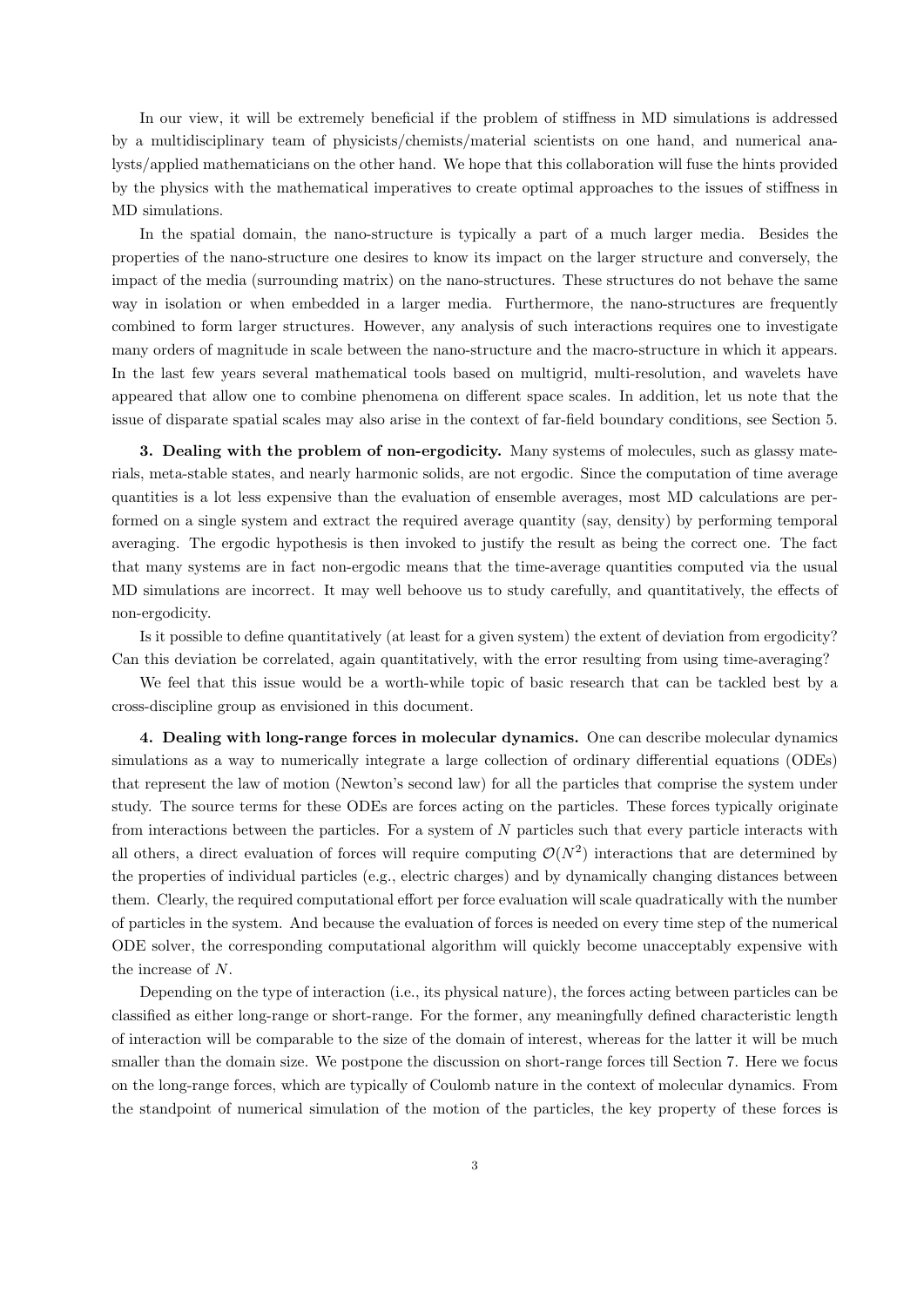In our view, it will be extremely beneficial if the problem of stiffness in MD simulations is addressed by a multidisciplinary team of physicists/chemists/material scientists on one hand, and numerical analysts/applied mathematicians on the other hand. We hope that this collaboration will fuse the hints provided by the physics with the mathematical imperatives to create optimal approaches to the issues of stiffness in MD simulations.

In the spatial domain, the nano-structure is typically a part of a much larger media. Besides the properties of the nano-structure one desires to know its impact on the larger structure and conversely, the impact of the media (surrounding matrix) on the nano-structures. These structures do not behave the same way in isolation or when embedded in a larger media. Furthermore, the nano-structures are frequently combined to form larger structures. However, any analysis of such interactions requires one to investigate many orders of magnitude in scale between the nano-structure and the macro-structure in which it appears. In the last few years several mathematical tools based on multigrid, multi-resolution, and wavelets have appeared that allow one to combine phenomena on different space scales. In addition, let us note that the issue of disparate spatial scales may also arise in the context of far-field boundary conditions, see Section 5.

**3. Dealing with the problem of non-ergodicity.** Many systems of molecules, such as glassy materials, meta-stable states, and nearly harmonic solids, are not ergodic. Since the computation of time average quantities is a lot less expensive than the evaluation of ensemble averages, most MD calculations are performed on a single system and extract the required average quantity (say, density) by performing temporal averaging. The ergodic hypothesis is then invoked to justify the result as being the correct one. The fact that many systems are in fact non-ergodic means that the time-average quantities computed via the usual MD simulations are incorrect. It may well behoove us to study carefully, and quantitatively, the effects of non-ergodicity.

Is it possible to define quantitatively (at least for a given system) the extent of deviation from ergodicity? Can this deviation be correlated, again quantitatively, with the error resulting from using time-averaging?

We feel that this issue would be a worth-while topic of basic research that can be tackled best by a cross-discipline group as envisioned in this document.

**4. Dealing with long-range forces in molecular dynamics.** One can describe molecular dynamics simulations as a way to numerically integrate a large collection of ordinary differential equations (ODEs) that represent the law of motion (Newton's second law) for all the particles that comprise the system under study. The source terms for these ODEs are forces acting on the particles. These forces typically originate from interactions between the particles. For a system of $N$ particles such that every particle interacts with all others, a direct evaluation of forces will require computing $\mathcal{O}(N^2)$ interactions that are determined by the properties of individual particles (e.g., electric charges) and by dynamically changing distances between them. Clearly, the required computational effort per force evaluation will scale quadratically with the number of particles in the system. And because the evaluation of forces is needed on every time step of the numerical ODE solver, the corresponding computational algorithm will quickly become unacceptably expensive with the increase of $N$.

Depending on the type of interaction (i.e., its physical nature), the forces acting between particles can be classified as either long-range or short-range. For the former, any meaningfully defined characteristic length of interaction will be comparable to the size of the domain of interest, whereas for the latter it will be much smaller than the domain size. We postpone the discussion on short-range forces till Section 7. Here we focus on the long-range forces, which are typically of Coulomb nature in the context of molecular dynamics. From the standpoint of numerical simulation of the motion of the particles, the key property of these forces is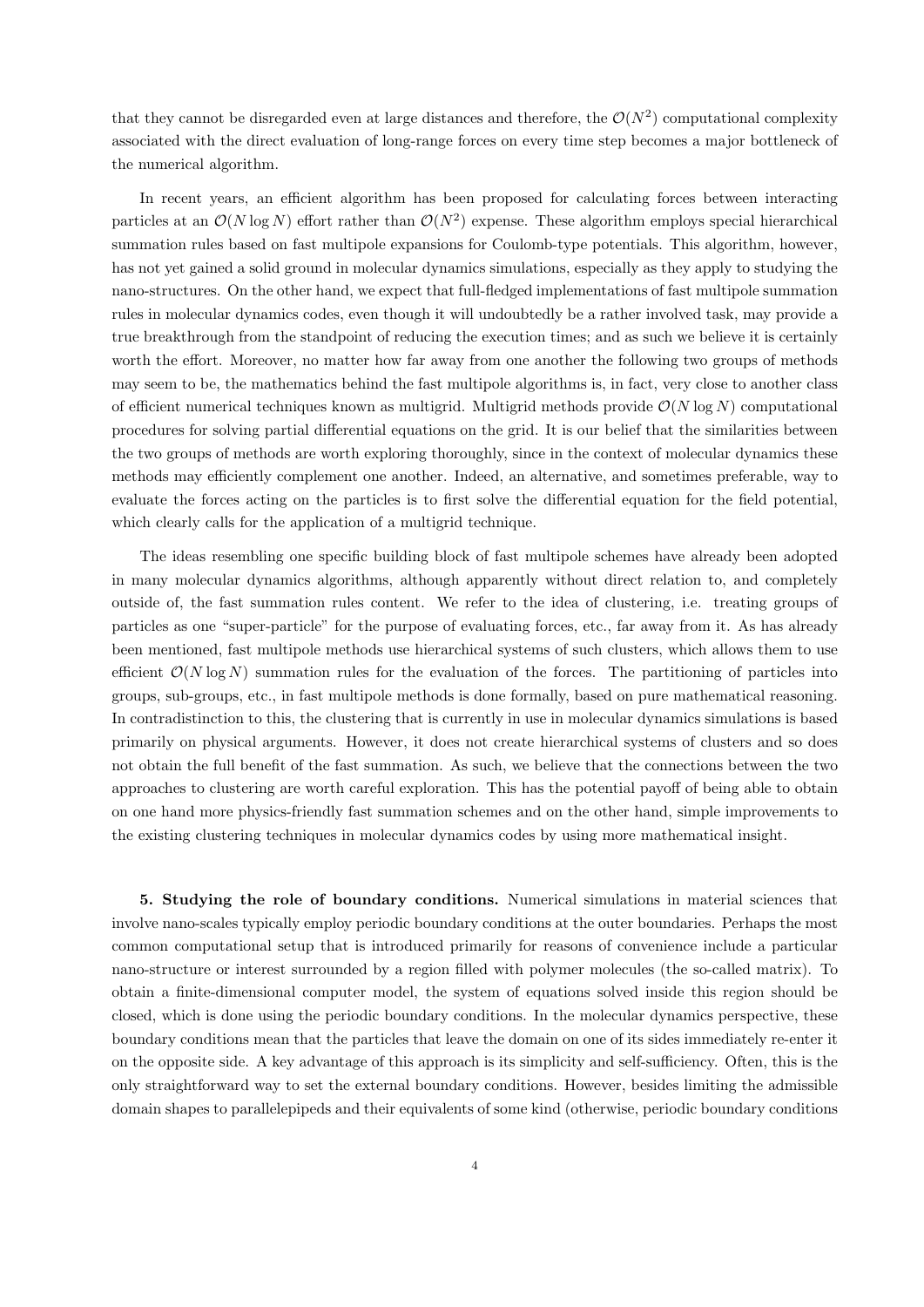that they cannot be disregarded even at large distances and therefore, the $\mathcal{O}(N^2)$ computational complexity associated with the direct evaluation of long-range forces on every time step becomes a major bottleneck of the numerical algorithm.

In recent years, an efficient algorithm has been proposed for calculating forces between interacting particles at an $\mathcal{O}(N \log N)$ effort rather than $\mathcal{O}(N^2)$ expense. These algorithm employs special hierarchical summation rules based on fast multipole expansions for Coulomb-type potentials. This algorithm, however, has not yet gained a solid ground in molecular dynamics simulations, especially as they apply to studying the nano-structures. On the other hand, we expect that full-fledged implementations of fast multipole summation rules in molecular dynamics codes, even though it will undoubtedly be a rather involved task, may provide a true breakthrough from the standpoint of reducing the execution times; and as such we believe it is certainly worth the effort. Moreover, no matter how far away from one another the following two groups of methods may seem to be, the mathematics behind the fast multipole algorithms is, in fact, very close to another class of efficient numerical techniques known as multigrid. Multigrid methods provide $\mathcal{O}(N \log N)$ computational procedures for solving partial differential equations on the grid. It is our belief that the similarities between the two groups of methods are worth exploring thoroughly, since in the context of molecular dynamics these methods may efficiently complement one another. Indeed, an alternative, and sometimes preferable, way to evaluate the forces acting on the particles is to first solve the differential equation for the field potential, which clearly calls for the application of a multigrid technique.

The ideas resembling one specific building block of fast multipole schemes have already been adopted in many molecular dynamics algorithms, although apparently without direct relation to, and completely outside of, the fast summation rules content. We refer to the idea of clustering, i.e. treating groups of particles as one "super-particle" for the purpose of evaluating forces, etc., far away from it. As has already been mentioned, fast multipole methods use hierarchical systems of such clusters, which allows them to use efficient $\mathcal{O}(N \log N)$ summation rules for the evaluation of the forces. The partitioning of particles into groups, sub-groups, etc., in fast multipole methods is done formally, based on pure mathematical reasoning. In contradistinction to this, the clustering that is currently in use in molecular dynamics simulations is based primarily on physical arguments. However, it does not create hierarchical systems of clusters and so does not obtain the full benefit of the fast summation. As such, we believe that the connections between the two approaches to clustering are worth careful exploration. This has the potential payoff of being able to obtain on one hand more physics-friendly fast summation schemes and on the other hand, simple improvements to the existing clustering techniques in molecular dynamics codes by using more mathematical insight.

**5. Studying the role of boundary conditions.** Numerical simulations in material sciences that involve nano-scales typically employ periodic boundary conditions at the outer boundaries. Perhaps the most common computational setup that is introduced primarily for reasons of convenience include a particular nano-structure or interest surrounded by a region filled with polymer molecules (the so-called matrix). To obtain a finite-dimensional computer model, the system of equations solved inside this region should be closed, which is done using the periodic boundary conditions. In the molecular dynamics perspective, these boundary conditions mean that the particles that leave the domain on one of its sides immediately re-enter it on the opposite side. A key advantage of this approach is its simplicity and self-sufficiency. Often, this is the only straightforward way to set the external boundary conditions. However, besides limiting the admissible domain shapes to parallelepipeds and their equivalents of some kind (otherwise, periodic boundary conditions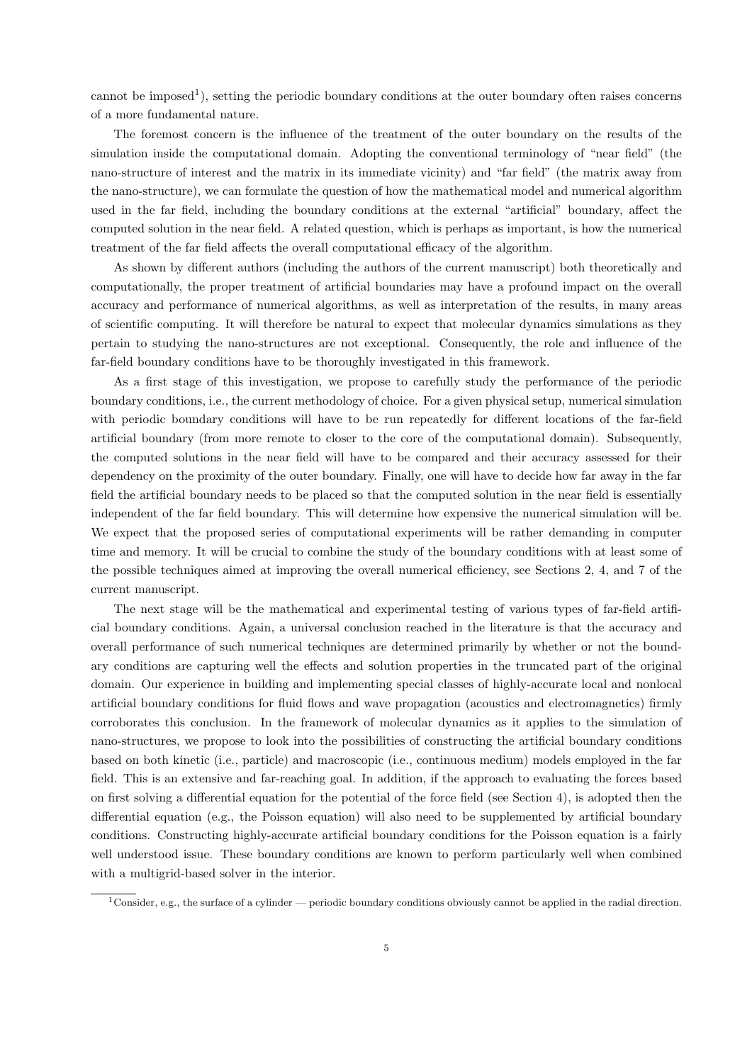cannot be imposed[1]), setting the periodic boundary conditions at the outer boundary often raises concerns of a more fundamental nature.

The foremost concern is the influence of the treatment of the outer boundary on the results of the simulation inside the computational domain. Adopting the conventional terminology of "near field" (the nano-structure of interest and the matrix in its immediate vicinity) and "far field" (the matrix away from the nano-structure), we can formulate the question of how the mathematical model and numerical algorithm used in the far field, including the boundary conditions at the external "artificial" boundary, affect the computed solution in the near field. A related question, which is perhaps as important, is how the numerical treatment of the far field affects the overall computational efficacy of the algorithm.

As shown by different authors (including the authors of the current manuscript) both theoretically and computationally, the proper treatment of artificial boundaries may have a profound impact on the overall accuracy and performance of numerical algorithms, as well as interpretation of the results, in many areas of scientific computing. It will therefore be natural to expect that molecular dynamics simulations as they pertain to studying the nano-structures are not exceptional. Consequently, the role and influence of the far-field boundary conditions have to be thoroughly investigated in this framework.

As a first stage of this investigation, we propose to carefully study the performance of the periodic boundary conditions, i.e., the current methodology of choice. For a given physical setup, numerical simulation with periodic boundary conditions will have to be run repeatedly for different locations of the far-field artificial boundary (from more remote to closer to the core of the computational domain). Subsequently, the computed solutions in the near field will have to be compared and their accuracy assessed for their dependency on the proximity of the outer boundary. Finally, one will have to decide how far away in the far field the artificial boundary needs to be placed so that the computed solution in the near field is essentially independent of the far field boundary. This will determine how expensive the numerical simulation will be. We expect that the proposed series of computational experiments will be rather demanding in computer time and memory. It will be crucial to combine the study of the boundary conditions with at least some of the possible techniques aimed at improving the overall numerical efficiency, see Sections 2, 4, and 7 of the current manuscript.

The next stage will be the mathematical and experimental testing of various types of far-field artificial boundary conditions. Again, a universal conclusion reached in the literature is that the accuracy and overall performance of such numerical techniques are determined primarily by whether or not the boundary conditions are capturing well the effects and solution properties in the truncated part of the original domain. Our experience in building and implementing special classes of highly-accurate local and nonlocal artificial boundary conditions for fluid flows and wave propagation (acoustics and electromagnetics) firmly corroborates this conclusion. In the framework of molecular dynamics as it applies to the simulation of nano-structures, we propose to look into the possibilities of constructing the artificial boundary conditions based on both kinetic (i.e., particle) and macroscopic (i.e., continuous medium) models employed in the far field. This is an extensive and far-reaching goal. In addition, if the approach to evaluating the forces based on first solving a differential equation for the potential of the force field (see Section 4), is adopted then the differential equation (e.g., the Poisson equation) will also need to be supplemented by artificial boundary conditions. Constructing highly-accurate artificial boundary conditions for the Poisson equation is a fairly well understood issue. These boundary conditions are known to perform particularly well when combined with a multigrid-based solver in the interior.

[1] Consider, e.g., the surface of a cylinder — periodic boundary conditions obviously cannot be applied in the radial direction.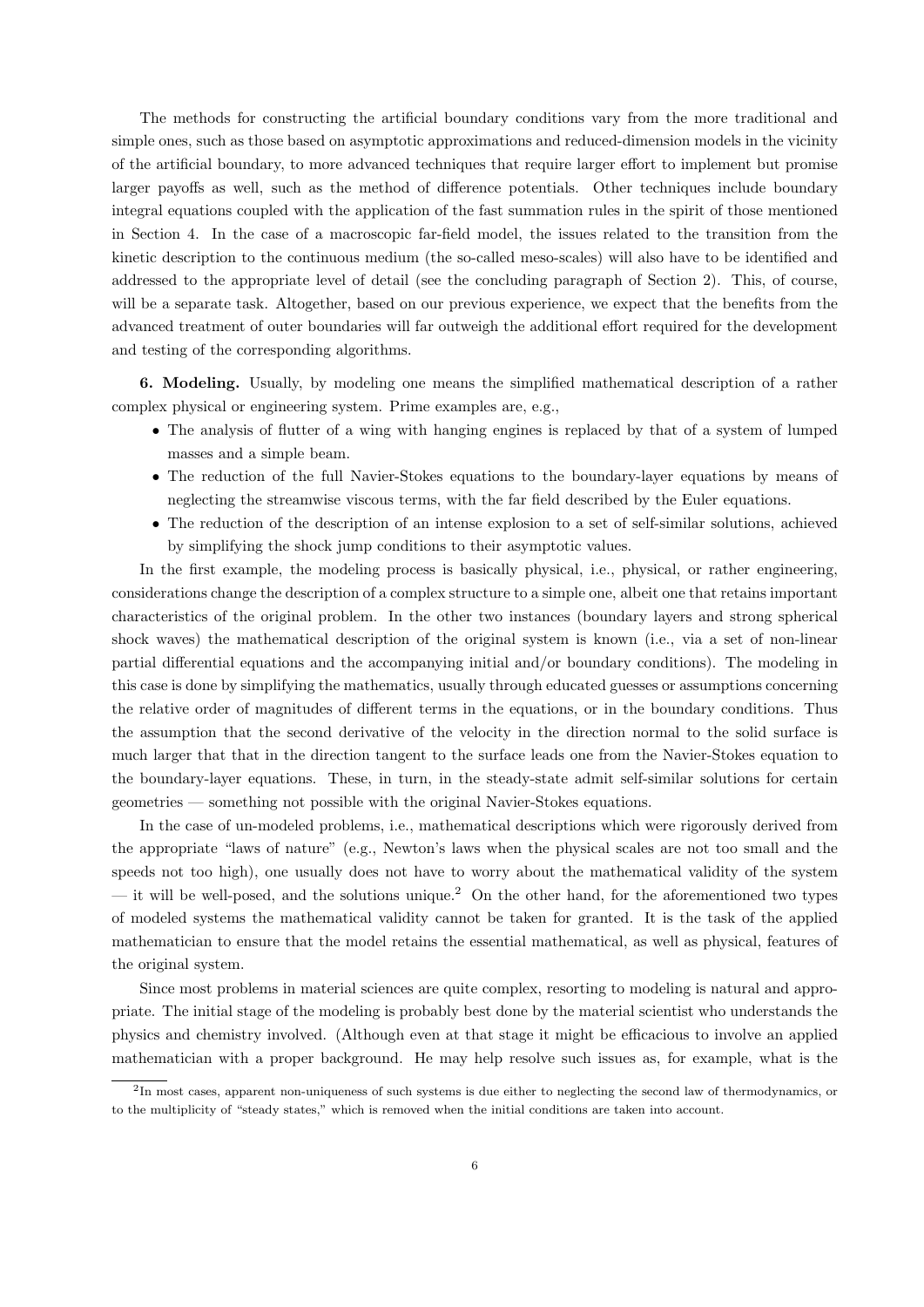The methods for constructing the artificial boundary conditions vary from the more traditional and simple ones, such as those based on asymptotic approximations and reduced-dimension models in the vicinity of the artificial boundary, to more advanced techniques that require larger effort to implement but promise larger payoffs as well, such as the method of difference potentials. Other techniques include boundary integral equations coupled with the application of the fast summation rules in the spirit of those mentioned in Section 4. In the case of a macroscopic far-field model, the issues related to the transition from the kinetic description to the continuous medium (the so-called meso-scales) will also have to be identified and addressed to the appropriate level of detail (see the concluding paragraph of Section 2). This, of course, will be a separate task. Altogether, based on our previous experience, we expect that the benefits from the advanced treatment of outer boundaries will far outweigh the additional effort required for the development and testing of the corresponding algorithms.

**6. Modeling.** Usually, by modeling one means the simplified mathematical description of a rather complex physical or engineering system. Prime examples are, e.g.,

- The analysis of flutter of a wing with hanging engines is replaced by that of a system of lumped masses and a simple beam.
- The reduction of the full Navier-Stokes equations to the boundary-layer equations by means of neglecting the streamwise viscous terms, with the far field described by the Euler equations.
- The reduction of the description of an intense explosion to a set of self-similar solutions, achieved by simplifying the shock jump conditions to their asymptotic values.

In the first example, the modeling process is basically physical, i.e., physical, or rather engineering, considerations change the description of a complex structure to a simple one, albeit one that retains important characteristics of the original problem. In the other two instances (boundary layers and strong spherical shock waves) the mathematical description of the original system is known (i.e., via a set of non-linear partial differential equations and the accompanying initial and/or boundary conditions). The modeling in this case is done by simplifying the mathematics, usually through educated guesses or assumptions concerning the relative order of magnitudes of different terms in the equations, or in the boundary conditions. Thus the assumption that the second derivative of the velocity in the direction normal to the solid surface is much larger that that in the direction tangent to the surface leads one from the Navier-Stokes equation to the boundary-layer equations. These, in turn, in the steady-state admit self-similar solutions for certain geometries — something not possible with the original Navier-Stokes equations.

In the case of un-modeled problems, i.e., mathematical descriptions which were rigorously derived from the appropriate "laws of nature" (e.g., Newton's laws when the physical scales are not too small and the speeds not too high), one usually does not have to worry about the mathematical validity of the system — it will be well-posed, and the solutions unique.[2] On the other hand, for the aforementioned two types of modeled systems the mathematical validity cannot be taken for granted. It is the task of the applied mathematician to ensure that the model retains the essential mathematical, as well as physical, features of the original system.

Since most problems in material sciences are quite complex, resorting to modeling is natural and appropriate. The initial stage of the modeling is probably best done by the material scientist who understands the physics and chemistry involved. (Although even at that stage it might be efficacious to involve an applied mathematician with a proper background. He may help resolve such issues as, for example, what is the

[2] In most cases, apparent non-uniqueness of such systems is due either to neglecting the second law of thermodynamics, or to the multiplicity of "steady states," which is removed when the initial conditions are taken into account.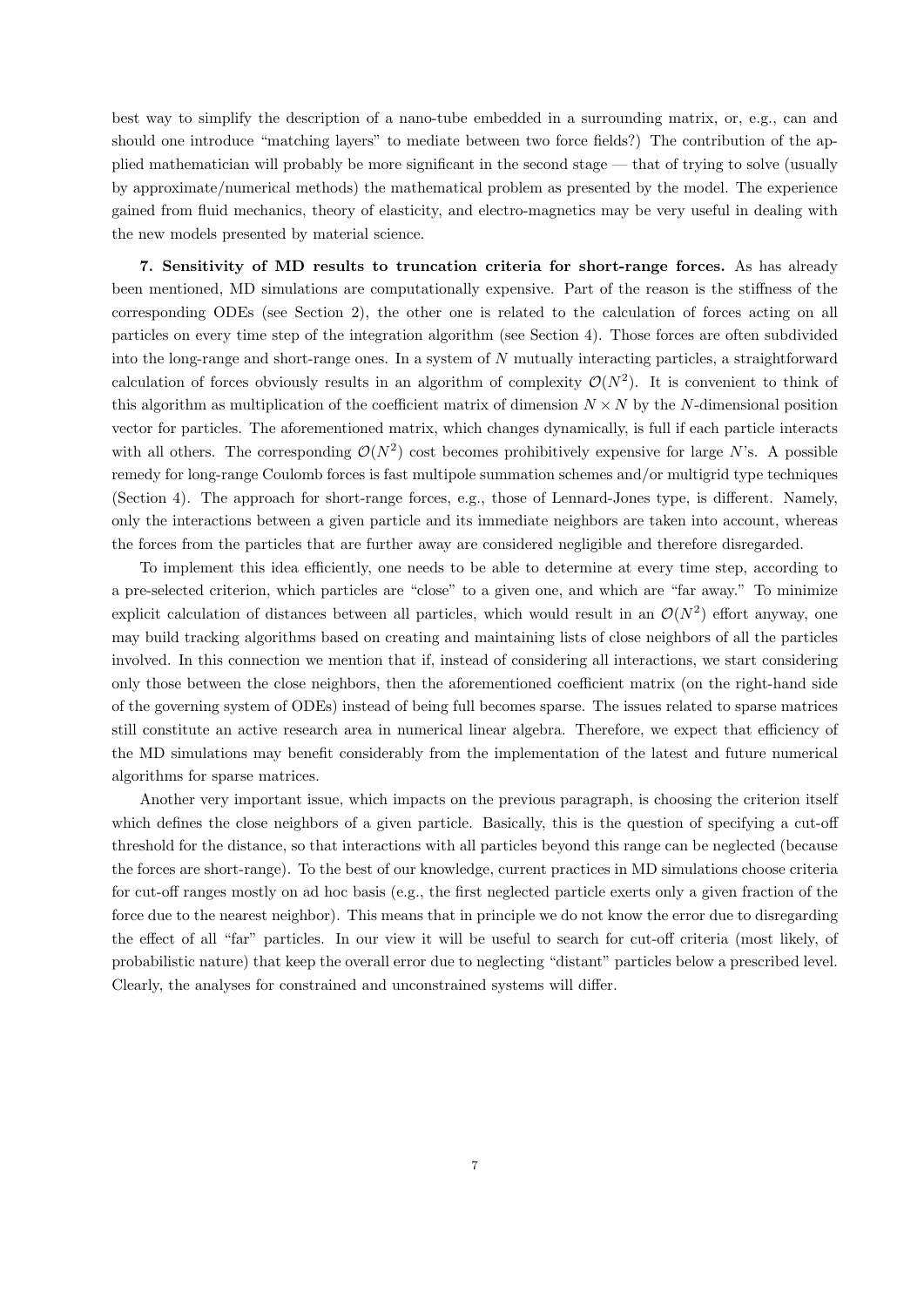best way to simplify the description of a nano-tube embedded in a surrounding matrix, or, e.g., can and should one introduce "matching layers" to mediate between two force fields?) The contribution of the applied mathematician will probably be more significant in the second stage — that of trying to solve (usually by approximate/numerical methods) the mathematical problem as presented by the model. The experience gained from fluid mechanics, theory of elasticity, and electro-magnetics may be very useful in dealing with the new models presented by material science.

**7. Sensitivity of MD results to truncation criteria for short-range forces.** As has already been mentioned, MD simulations are computationally expensive. Part of the reason is the stiffness of the corresponding ODEs (see Section 2), the other one is related to the calculation of forces acting on all particles on every time step of the integration algorithm (see Section 4). Those forces are often subdivided into the long-range and short-range ones. In a system of $N$ mutually interacting particles, a straightforward calculation of forces obviously results in an algorithm of complexity $\mathcal{O}(N^2)$. It is convenient to think of this algorithm as multiplication of the coefficient matrix of dimension $N \times N$ by the $N$-dimensional position vector for particles. The aforementioned matrix, which changes dynamically, is full if each particle interacts with all others. The corresponding $\mathcal{O}(N^2)$ cost becomes prohibitively expensive for large $N$'s. A possible remedy for long-range Coulomb forces is fast multipole summation schemes and/or multigrid type techniques (Section 4). The approach for short-range forces, e.g., those of Lennard-Jones type, is different. Namely, only the interactions between a given particle and its immediate neighbors are taken into account, whereas the forces from the particles that are further away are considered negligible and therefore disregarded.

To implement this idea efficiently, one needs to be able to determine at every time step, according to a pre-selected criterion, which particles are "close" to a given one, and which are "far away." To minimize explicit calculation of distances between all particles, which would result in an $\mathcal{O}(N^2)$ effort anyway, one may build tracking algorithms based on creating and maintaining lists of close neighbors of all the particles involved. In this connection we mention that if, instead of considering all interactions, we start considering only those between the close neighbors, then the aforementioned coefficient matrix (on the right-hand side of the governing system of ODEs) instead of being full becomes sparse. The issues related to sparse matrices still constitute an active research area in numerical linear algebra. Therefore, we expect that efficiency of the MD simulations may benefit considerably from the implementation of the latest and future numerical algorithms for sparse matrices.

Another very important issue, which impacts on the previous paragraph, is choosing the criterion itself which defines the close neighbors of a given particle. Basically, this is the question of specifying a cut-off threshold for the distance, so that interactions with all particles beyond this range can be neglected (because the forces are short-range). To the best of our knowledge, current practices in MD simulations choose criteria for cut-off ranges mostly on ad hoc basis (e.g., the first neglected particle exerts only a given fraction of the force due to the nearest neighbor). This means that in principle we do not know the error due to disregarding the effect of all "far" particles. In our view it will be useful to search for cut-off criteria (most likely, of probabilistic nature) that keep the overall error due to neglecting "distant" particles below a prescribed level. Clearly, the analyses for constrained and unconstrained systems will differ.